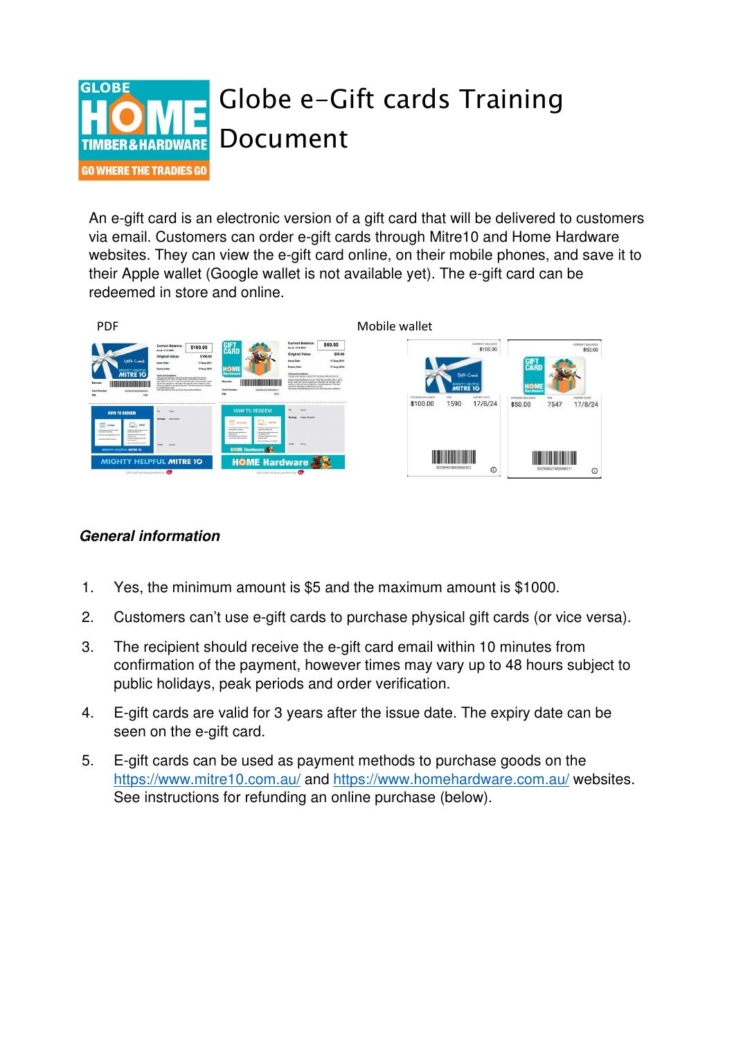# Globe e-Gift cards Training Document

An e-gift card is an electronic version of a gift card that will be delivered to customers via email. Customers can order e-gift cards through Mitre10 and Home Hardware websites. They can view the e-gift card online, on their mobile phones, and save it to their Apple wallet (Google wallet is not available yet). The e-gift card can be redeemed in store and online.

PDF

Mobile wallet

### *General information*

1. Yes, the minimum amount is $5 and the maximum amount is $1000.
2. Customers can't use e-gift cards to purchase physical gift cards (or vice versa).
3. The recipient should receive the e-gift card email within 10 minutes from confirmation of the payment, however times may vary up to 48 hours subject to public holidays, peak periods and order verification.
4. E-gift cards are valid for 3 years after the issue date. The expiry date can be seen on the e-gift card.
5. E-gift cards can be used as payment methods to purchase goods on the https://www.mitre10.com.au/ and https://www.homehardware.com.au/ websites. See instructions for refunding an online purchase (below).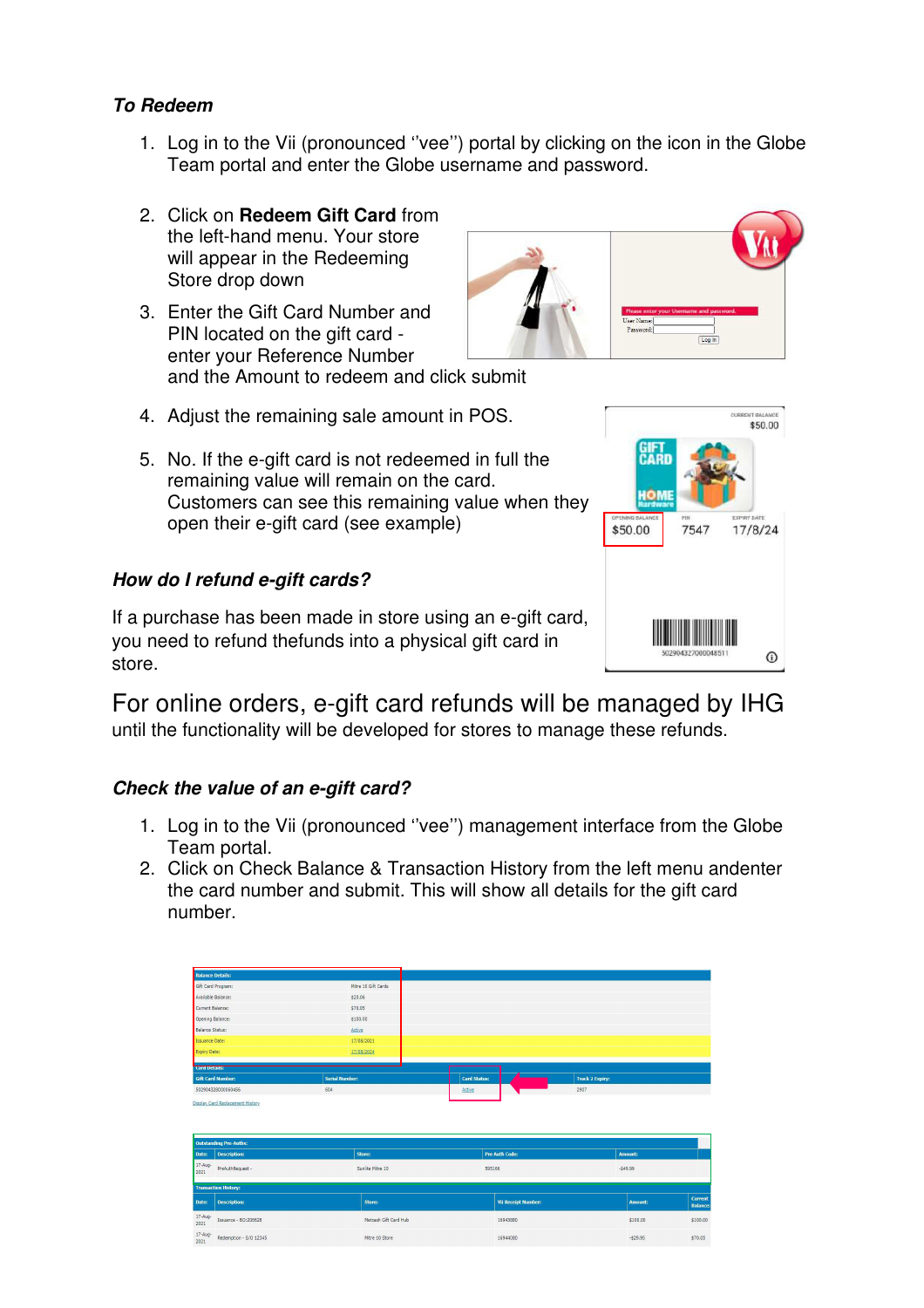### *To Redeem*

1. Log in to the Vii (pronounced ''vee'') portal by clicking on the icon in the Globe Team portal and enter the Globe username and password.

2. Click on **Redeem Gift Card** from the left-hand menu. Your store will appear in the Redeeming Store drop down

3. Enter the Gift Card Number and PIN located on the gift card - enter your Reference Number and the Amount to redeem and click submit

4. Adjust the remaining sale amount in POS.

5. No. If the e-gift card is not redeemed in full the remaining value will remain on the card. Customers can see this remaining value when they open their e-gift card (see example)

### *How do I refund e-gift cards?*

If a purchase has been made in store using an e-gift card, you need to refund thefunds into a physical gift card in store.

For online orders, e-gift card refunds will be managed by IHG until the functionality will be developed for stores to manage these refunds.

### *Check the value of an e-gift card?*

1. Log in to the Vii (pronounced ''vee'') management interface from the Globe Team portal.
2. Click on Check Balance & Transaction History from the left menu andenter the card number and submit. This will show all details for the gift card number.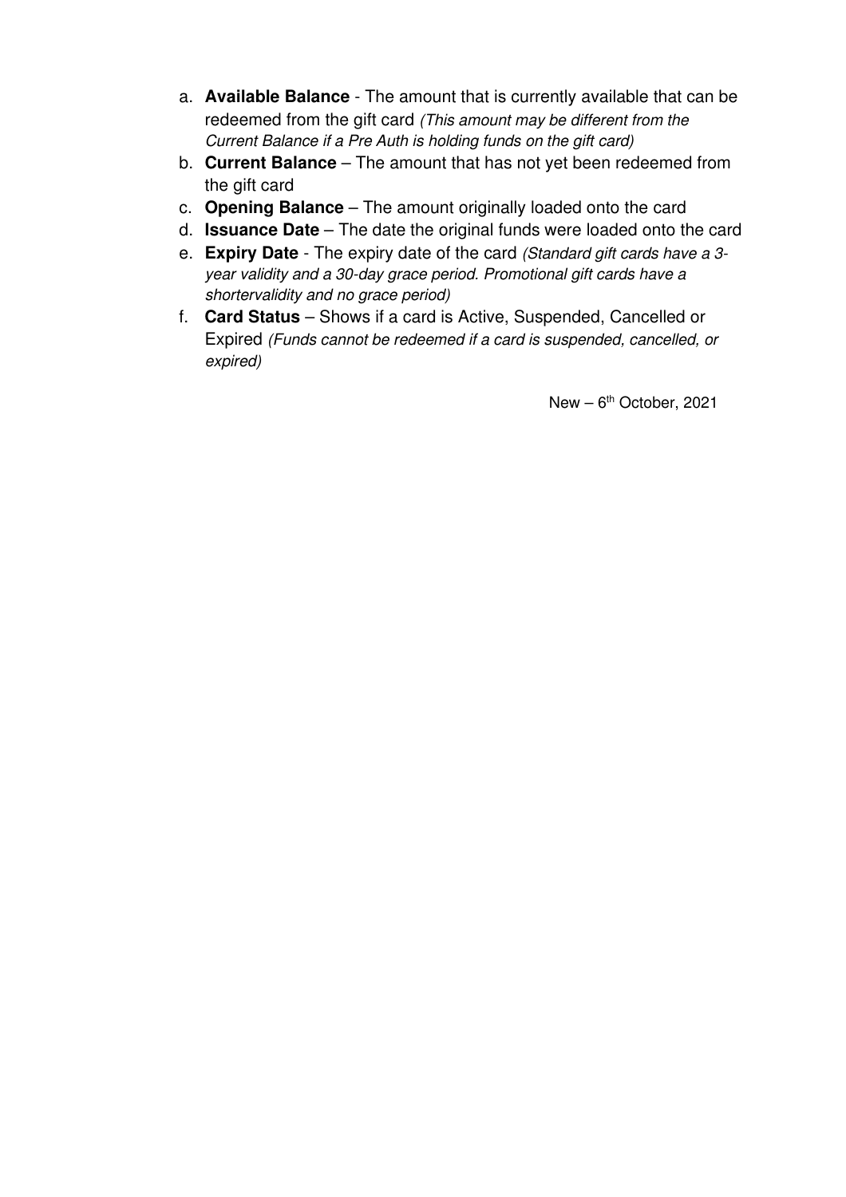a. **Available Balance** - The amount that is currently available that can be redeemed from the gift card *(This amount may be different from the Current Balance if a Pre Auth is holding funds on the gift card)*
b. **Current Balance** – The amount that has not yet been redeemed from the gift card
c. **Opening Balance** – The amount originally loaded onto the card
d. **Issuance Date** – The date the original funds were loaded onto the card
e. **Expiry Date** - The expiry date of the card *(Standard gift cards have a 3-year validity and a 30-day grace period. Promotional gift cards have a shortervalidity and no grace period)*
f. **Card Status** – Shows if a card is Active, Suspended, Cancelled or Expired *(Funds cannot be redeemed if a card is suspended, cancelled, or expired)*

New – 6th October, 2021